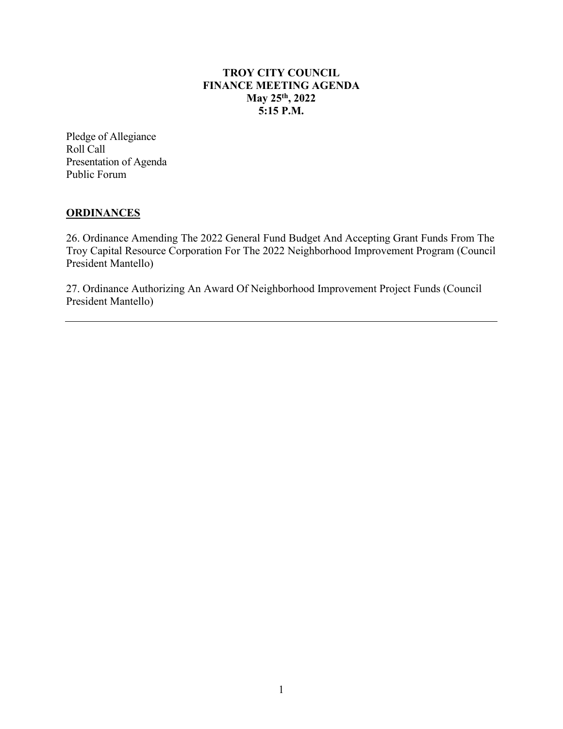# TROY CITY COUNCIL
# FINANCE MEETING AGENDA
# May 25th, 2022
# 5:15 P.M.

Pledge of Allegiance
Roll Call
Presentation of Agenda
Public Forum

## ORDINANCES

26. Ordinance Amending The 2022 General Fund Budget And Accepting Grant Funds From The Troy Capital Resource Corporation For The 2022 Neighborhood Improvement Program (Council President Mantello)

27. Ordinance Authorizing An Award Of Neighborhood Improvement Project Funds (Council President Mantello)

---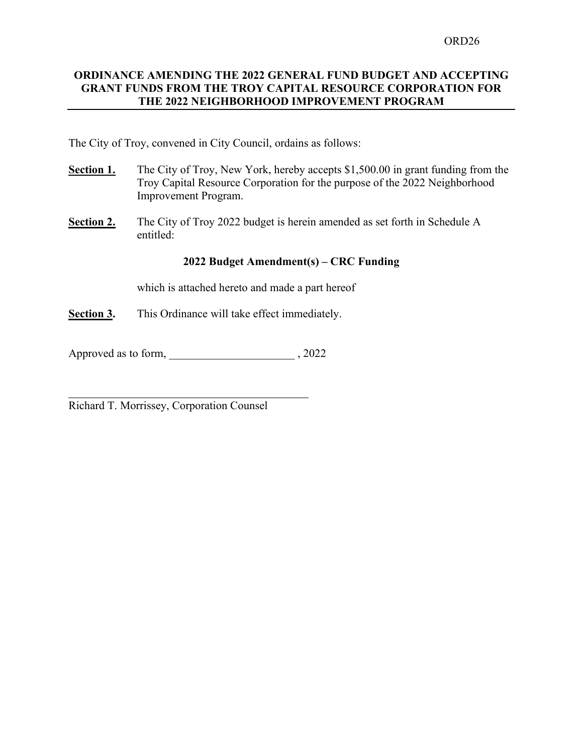ORD26

# ORDINANCE AMENDING THE 2022 GENERAL FUND BUDGET AND ACCEPTING GRANT FUNDS FROM THE TROY CAPITAL RESOURCE CORPORATION FOR THE 2022 NEIGHBORHOOD IMPROVEMENT PROGRAM

The City of Troy, convened in City Council, ordains as follows:

**Section 1.** The City of Troy, New York, hereby accepts $1,500.00 in grant funding from the Troy Capital Resource Corporation for the purpose of the 2022 Neighborhood Improvement Program.

**Section 2.** The City of Troy 2022 budget is herein amended as set forth in Schedule A entitled:

**2022 Budget Amendment(s) – CRC Funding**

which is attached hereto and made a part hereof

**Section 3.** This Ordinance will take effect immediately.

Approved as to form, ______________________ , 2022

_____________________________________________
Richard T. Morrissey, Corporation Counsel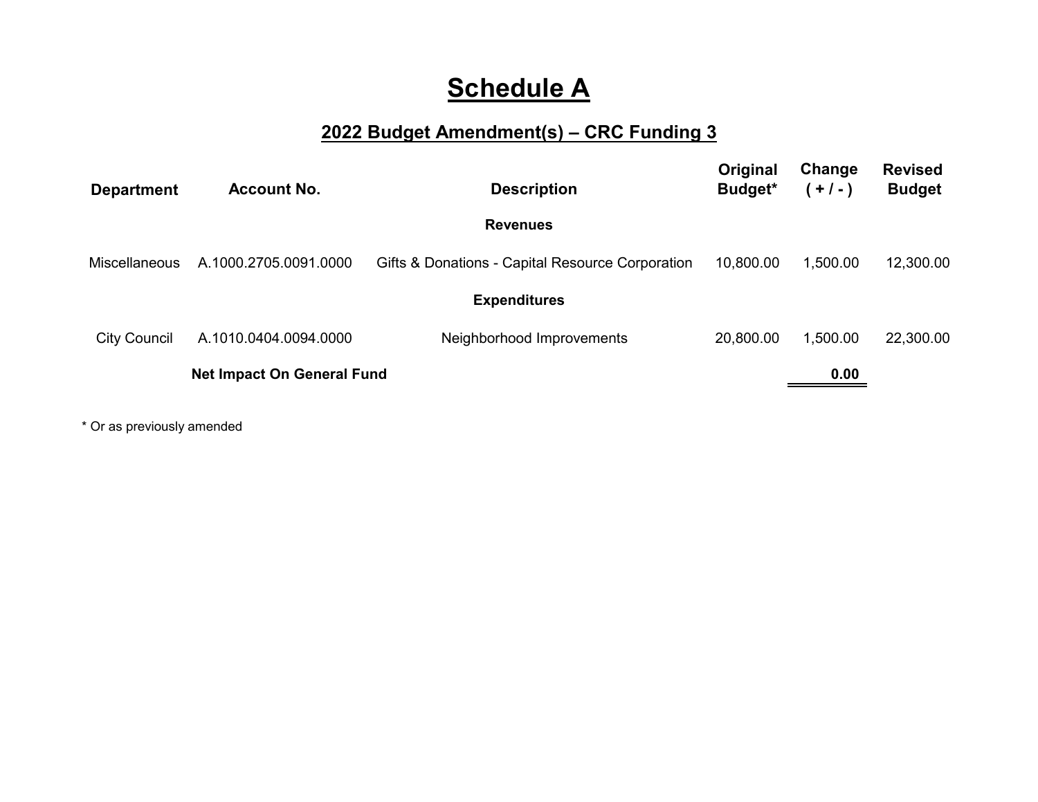# Schedule A

## 2022 Budget Amendment(s) – CRC Funding 3

| Department | Account No. | Description | Original Budget* | Change ( + / - ) | Revised Budget |
|---|---|---|---|---|---|
| | | **Revenues** | | | |
| Miscellaneous | A.1000.2705.0091.0000 | Gifts & Donations - Capital Resource Corporation | 10,800.00 | 1,500.00 | 12,300.00 |
| | | **Expenditures** | | | |
| City Council | A.1010.0404.0094.0000 | Neighborhood Improvements | 20,800.00 | 1,500.00 | 22,300.00 |
| | **Net Impact On General Fund** | | | **0.00** | |

* Or as previously amended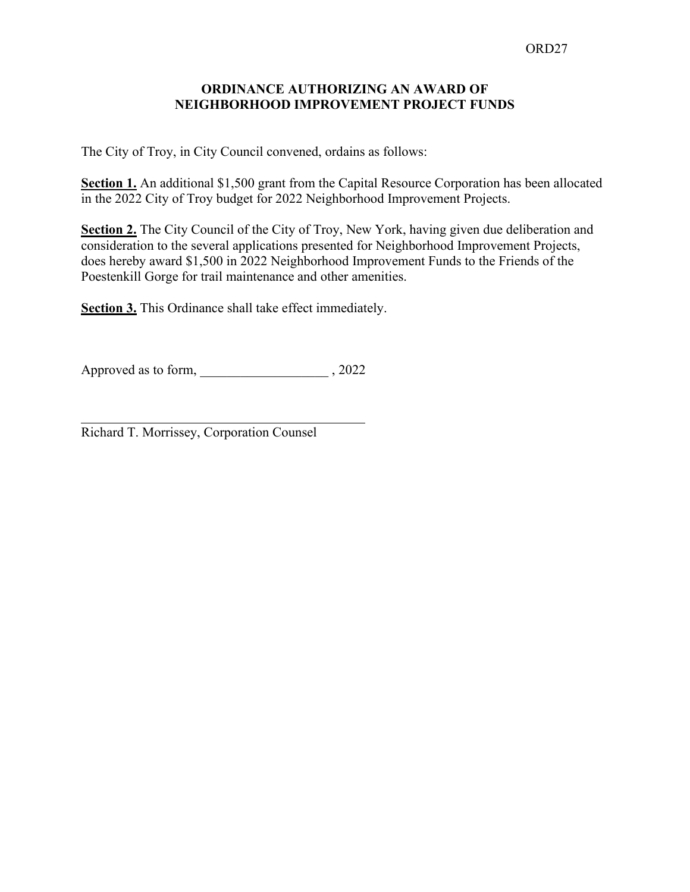ORD27

**ORDINANCE AUTHORIZING AN AWARD OF NEIGHBORHOOD IMPROVEMENT PROJECT FUNDS**

The City of Troy, in City Council convened, ordains as follows:

**Section 1.** An additional $1,500 grant from the Capital Resource Corporation has been allocated in the 2022 City of Troy budget for 2022 Neighborhood Improvement Projects.

**Section 2.** The City Council of the City of Troy, New York, having given due deliberation and consideration to the several applications presented for Neighborhood Improvement Projects, does hereby award $1,500 in 2022 Neighborhood Improvement Funds to the Friends of the Poestenkill Gorge for trail maintenance and other amenities.

**Section 3.** This Ordinance shall take effect immediately.

Approved as to form, ___________________ , 2022

_____________________________________________
Richard T. Morrissey, Corporation Counsel